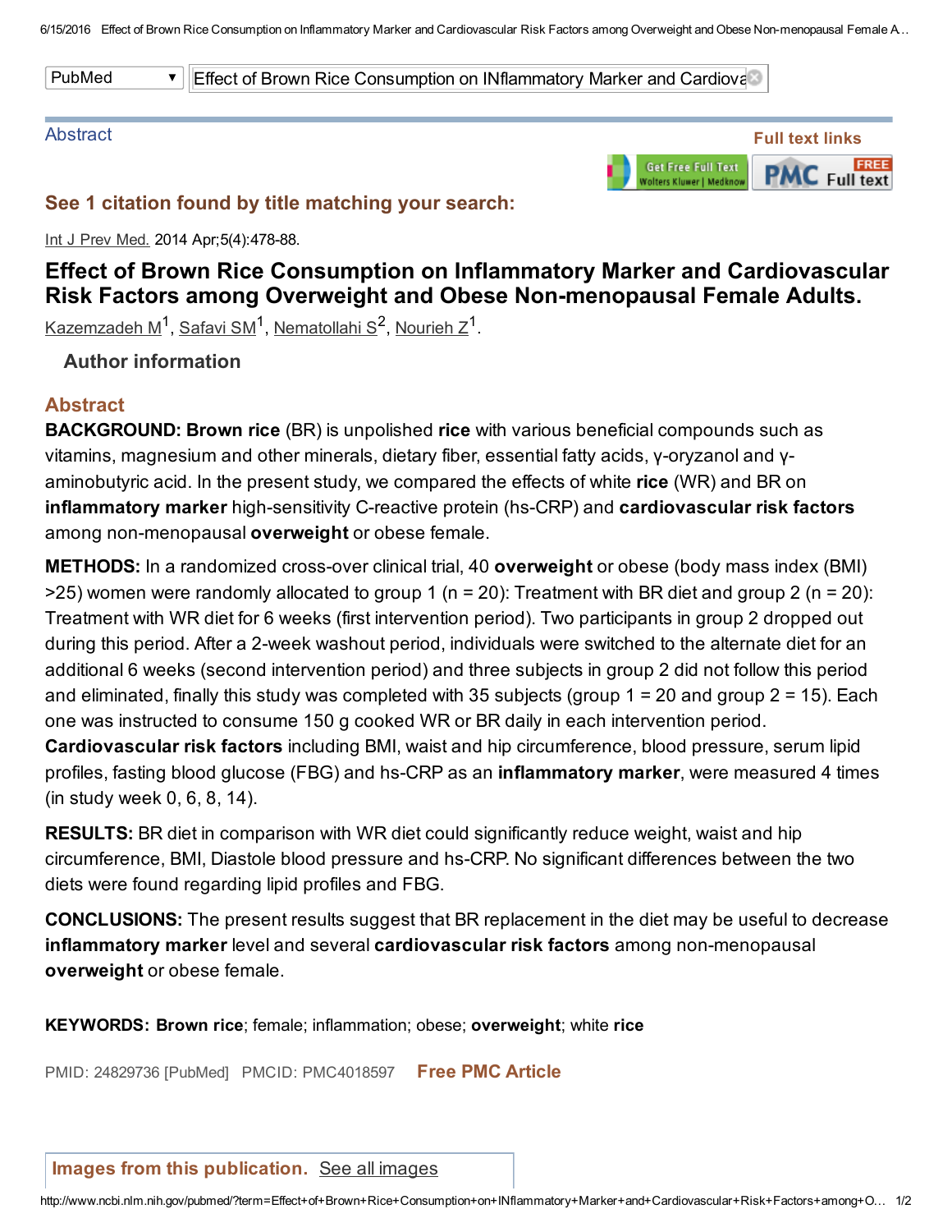PubMed | Effect of Brown Rice Consumption on INflammatory Marker and Cardiova

Abstract

Full text links

## See 1 citation found by title matching your search:

Int J Prev Med. 2014 Apr;5(4):478-88.

# Effect of Brown Rice Consumption on Inflammatory Marker and Cardiovascular Risk Factors among Overweight and Obese Non-menopausal Female Adults.

Kazemzadeh M[1], Safavi SM[1], Nematollahi S[2], Nourieh Z[1].

### Author information

## Abstract

**BACKGROUND: Brown rice** (BR) is unpolished **rice** with various beneficial compounds such as vitamins, magnesium and other minerals, dietary fiber, essential fatty acids, γ-oryzanol and γ-aminobutyric acid. In the present study, we compared the effects of white **rice** (WR) and BR on **inflammatory marker** high-sensitivity C-reactive protein (hs-CRP) and **cardiovascular risk factors** among non-menopausal **overweight** or obese female.

**METHODS:** In a randomized cross-over clinical trial, 40 **overweight** or obese (body mass index (BMI) >25) women were randomly allocated to group 1 (n = 20): Treatment with BR diet and group 2 (n = 20): Treatment with WR diet for 6 weeks (first intervention period). Two participants in group 2 dropped out during this period. After a 2-week washout period, individuals were switched to the alternate diet for an additional 6 weeks (second intervention period) and three subjects in group 2 did not follow this period and eliminated, finally this study was completed with 35 subjects (group 1 = 20 and group 2 = 15). Each one was instructed to consume 150 g cooked WR or BR daily in each intervention period. **Cardiovascular risk factors** including BMI, waist and hip circumference, blood pressure, serum lipid profiles, fasting blood glucose (FBG) and hs-CRP as an **inflammatory marker**, were measured 4 times (in study week 0, 6, 8, 14).

**RESULTS:** BR diet in comparison with WR diet could significantly reduce weight, waist and hip circumference, BMI, Diastole blood pressure and hs-CRP. No significant differences between the two diets were found regarding lipid profiles and FBG.

**CONCLUSIONS:** The present results suggest that BR replacement in the diet may be useful to decrease **inflammatory marker** level and several **cardiovascular risk factors** among non-menopausal **overweight** or obese female.

**KEYWORDS: Brown rice**; female; inflammation; obese; **overweight**; white **rice**

PMID: 24829736 [PubMed] PMCID: PMC4018597 **Free PMC Article**

**Images from this publication.** See all images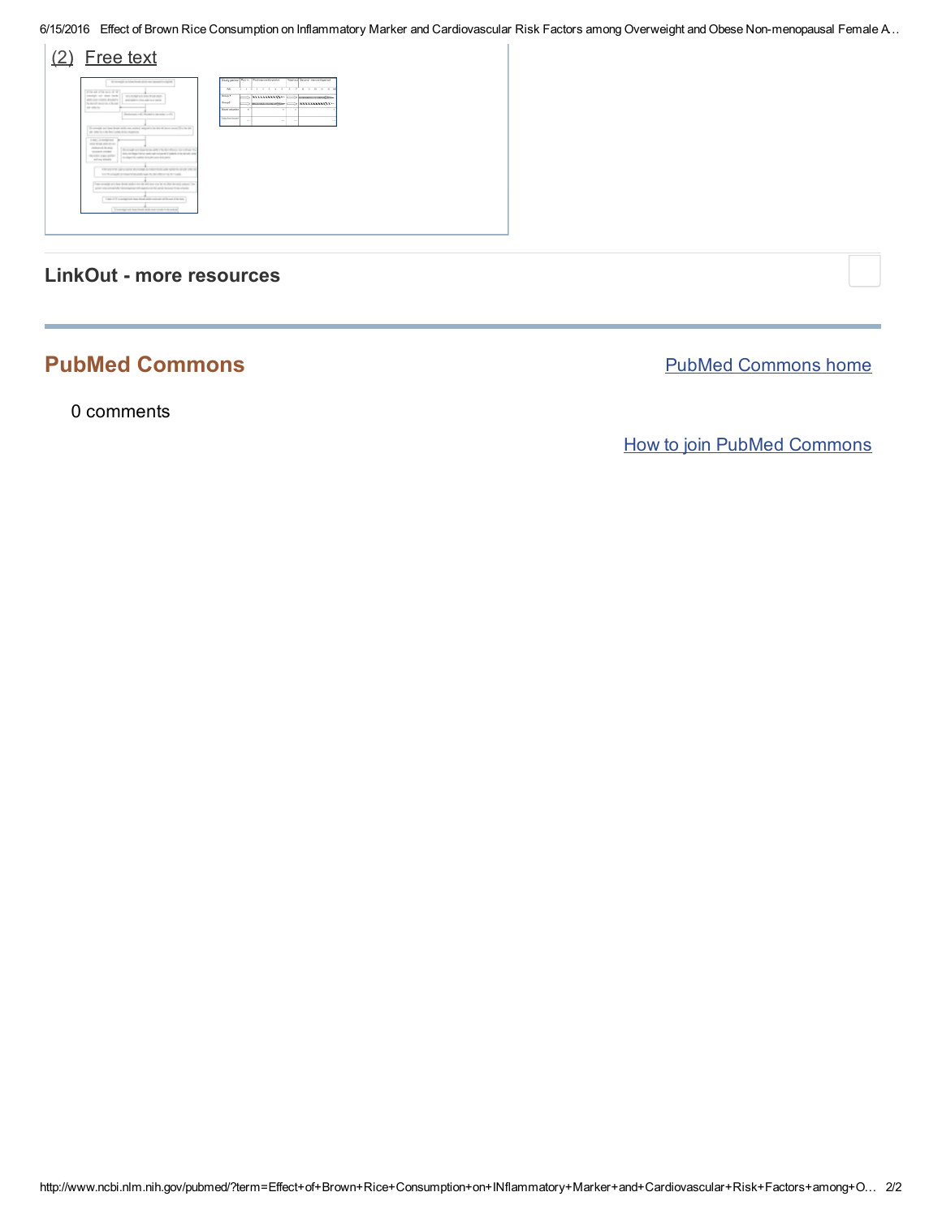(2) Free text

## LinkOut - more resources

## PubMed Commons

PubMed Commons home

0 comments

How to join PubMed Commons